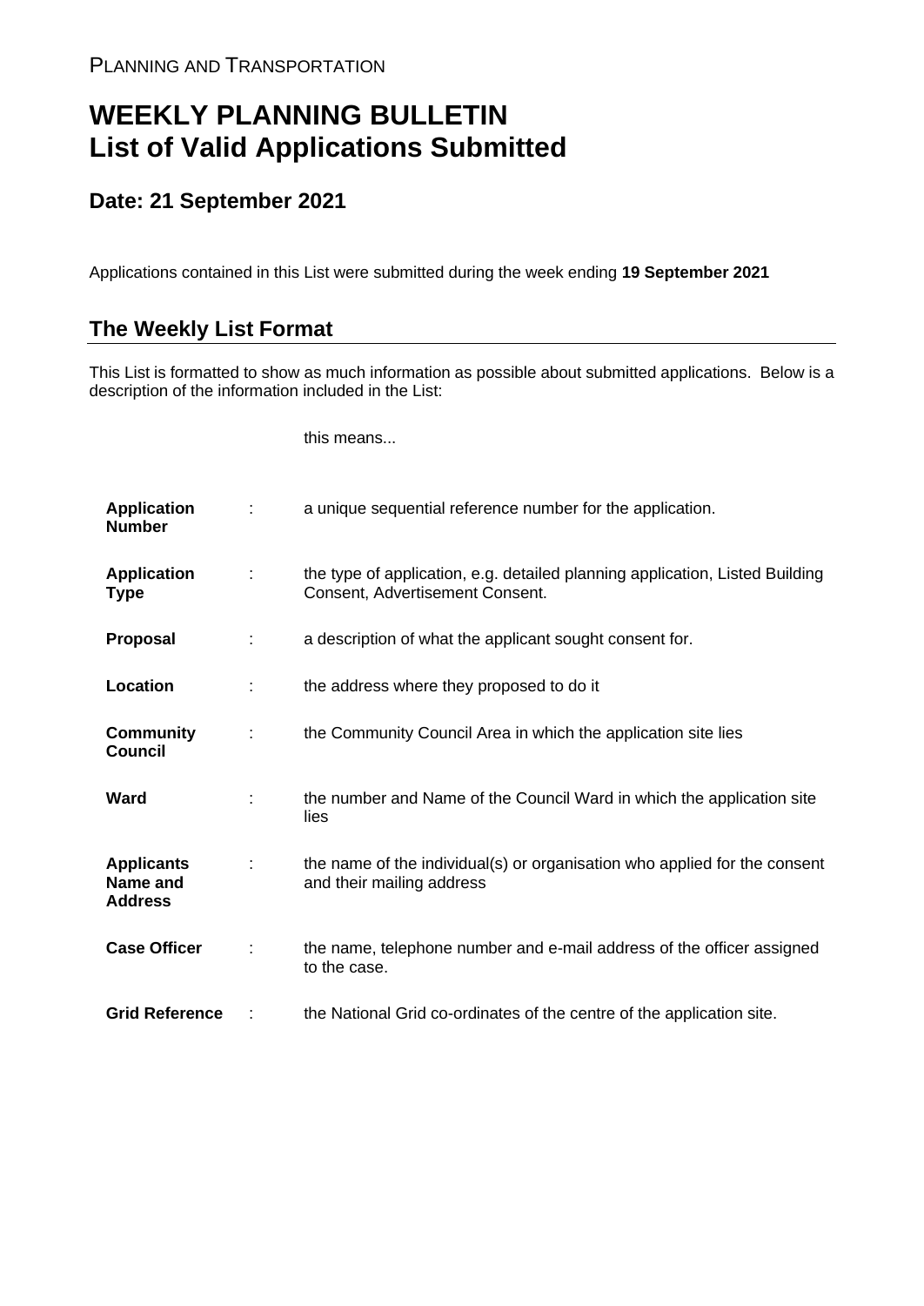PLANNING AND TRANSPORTATION

# WEEKLY PLANNING BULLETIN
# List of Valid Applications Submitted

## Date: 21 September 2021

Applications contained in this List were submitted during the week ending **19 September 2021**

## The Weekly List Format

This List is formatted to show as much information as possible about submitted applications. Below is a description of the information included in the List:

| | | this means... |
|---|---|---|
| **Application Number** | : | a unique sequential reference number for the application. |
| **Application Type** | : | the type of application, e.g. detailed planning application, Listed Building Consent, Advertisement Consent. |
| **Proposal** | : | a description of what the applicant sought consent for. |
| **Location** | : | the address where they proposed to do it |
| **Community Council** | : | the Community Council Area in which the application site lies |
| **Ward** | : | the number and Name of the Council Ward in which the application site lies |
| **Applicants Name and Address** | : | the name of the individual(s) or organisation who applied for the consent and their mailing address |
| **Case Officer** | : | the name, telephone number and e-mail address of the officer assigned to the case. |
| **Grid Reference** | : | the National Grid co-ordinates of the centre of the application site. |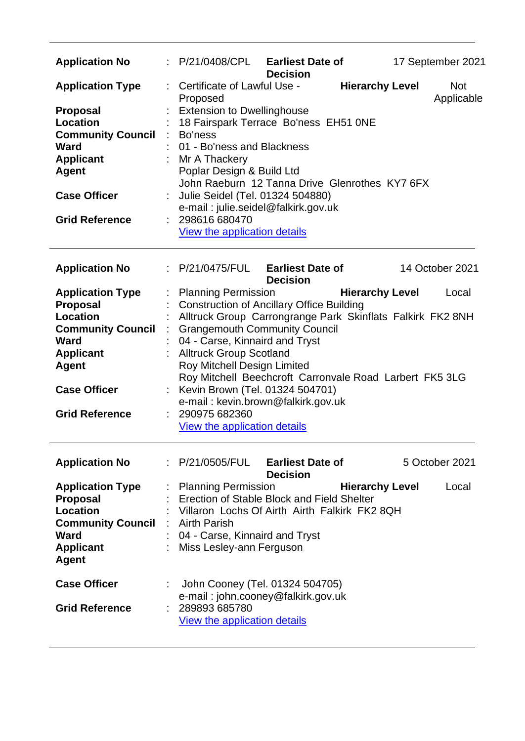---

| | | | | |
|---|---|---|---|---|
| **Application No** | : P/21/0408/CPL | **Earliest Date of Decision** | 17 September 2021 | |
| **Application Type** | : Certificate of Lawful Use - Proposed | **Hierarchy Level** | Not Applicable | |
| **Proposal** | : Extension to Dwellinghouse | | | |
| **Location** | : 18 Fairspark Terrace Bo'ness EH51 0NE | | | |
| **Community Council** | : Bo'ness | | | |
| **Ward** | : 01 - Bo'ness and Blackness | | | |
| **Applicant** | : Mr A Thackery | | | |
| **Agent** | Poplar Design & Build Ltd<br>John Raeburn 12 Tanna Drive Glenrothes KY7 6FX | | | |
| **Case Officer** | : Julie Seidel (Tel. 01324 504880)<br>e-mail : julie.seidel@falkirk.gov.uk | | | |
| **Grid Reference** | : 298616 680470<br>View the application details | | | |

---

| | | | | |
|---|---|---|---|---|
| **Application No** | : P/21/0475/FUL | **Earliest Date of Decision** | 14 October 2021 | |
| **Application Type** | : Planning Permission | **Hierarchy Level** | Local | |
| **Proposal** | : Construction of Ancillary Office Building | | | |
| **Location** | : Alltruck Group Carrongrange Park Skinflats Falkirk FK2 8NH | | | |
| **Community Council** | : Grangemouth Community Council | | | |
| **Ward** | : 04 - Carse, Kinnaird and Tryst | | | |
| **Applicant** | : Alltruck Group Scotland | | | |
| **Agent** | Roy Mitchell Design Limited<br>Roy Mitchell Beechcroft Carronvale Road Larbert FK5 3LG | | | |
| **Case Officer** | : Kevin Brown (Tel. 01324 504701)<br>e-mail : kevin.brown@falkirk.gov.uk | | | |
| **Grid Reference** | : 290975 682360<br>View the application details | | | |

---

| | | | | |
|---|---|---|---|---|
| **Application No** | : P/21/0505/FUL | **Earliest Date of Decision** | 5 October 2021 | |
| **Application Type** | : Planning Permission | **Hierarchy Level** | Local | |
| **Proposal** | : Erection of Stable Block and Field Shelter | | | |
| **Location** | : Villaron Lochs Of Airth Airth Falkirk FK2 8QH | | | |
| **Community Council** | : Airth Parish | | | |
| **Ward** | : 04 - Carse, Kinnaird and Tryst | | | |
| **Applicant** | : Miss Lesley-ann Ferguson | | | |
| **Agent** | | | | |
| **Case Officer** | : John Cooney (Tel. 01324 504705)<br>e-mail : john.cooney@falkirk.gov.uk | | | |
| **Grid Reference** | : 289893 685780<br>View the application details | | | |

---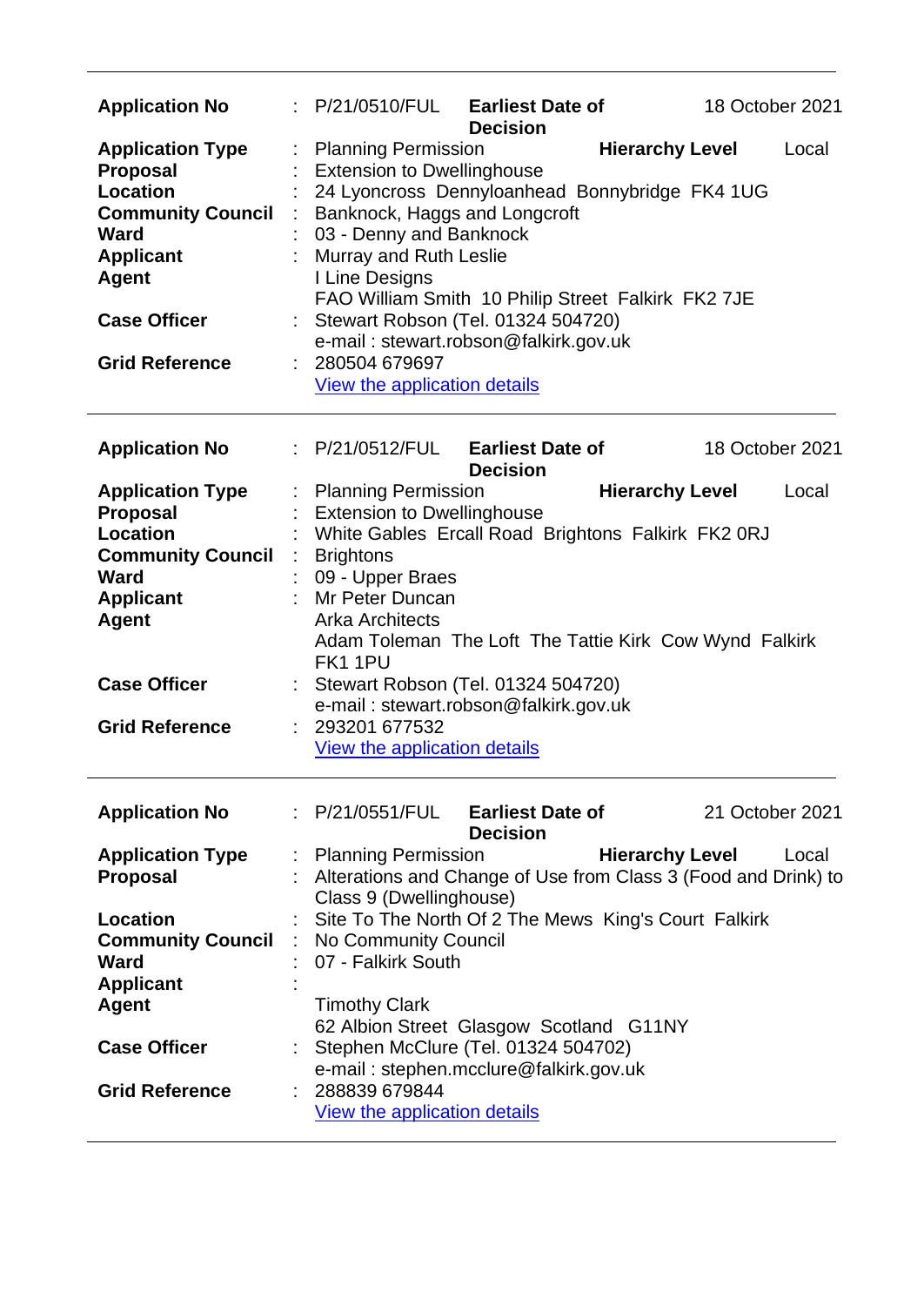---

| | | | | |
|---|---|---|---|---|
| **Application No** | : | P/21/0510/FUL | **Earliest Date of Decision** | 18 October 2021 |
| **Application Type** | : | Planning Permission | **Hierarchy Level** | Local |
| **Proposal** | : | Extension to Dwellinghouse | | |
| **Location** | : | 24 Lyoncross Dennyloanhead Bonnybridge FK4 1UG | | |
| **Community Council** | : | Banknock, Haggs and Longcroft | | |
| **Ward** | : | 03 - Denny and Banknock | | |
| **Applicant** | : | Murray and Ruth Leslie | | |
| **Agent** | | I Line Designs<br>FAO William Smith 10 Philip Street Falkirk FK2 7JE | | |
| **Case Officer** | : | Stewart Robson (Tel. 01324 504720)<br>e-mail : stewart.robson@falkirk.gov.uk | | |
| **Grid Reference** | : | 280504 679697<br>View the application details | | |

---

| | | | | |
|---|---|---|---|---|
| **Application No** | : | P/21/0512/FUL | **Earliest Date of Decision** | 18 October 2021 |
| **Application Type** | : | Planning Permission | **Hierarchy Level** | Local |
| **Proposal** | : | Extension to Dwellinghouse | | |
| **Location** | : | White Gables Ercall Road Brightons Falkirk FK2 0RJ | | |
| **Community Council** | : | Brightons | | |
| **Ward** | : | 09 - Upper Braes | | |
| **Applicant** | : | Mr Peter Duncan | | |
| **Agent** | | Arka Architects<br>Adam Toleman The Loft The Tattie Kirk Cow Wynd Falkirk FK1 1PU | | |
| **Case Officer** | : | Stewart Robson (Tel. 01324 504720)<br>e-mail : stewart.robson@falkirk.gov.uk | | |
| **Grid Reference** | : | 293201 677532<br>View the application details | | |

---

| | | | | |
|---|---|---|---|---|
| **Application No** | : | P/21/0551/FUL | **Earliest Date of Decision** | 21 October 2021 |
| **Application Type** | : | Planning Permission | **Hierarchy Level** | Local |
| **Proposal** | : | Alterations and Change of Use from Class 3 (Food and Drink) to Class 9 (Dwellinghouse) | | |
| **Location** | : | Site To The North Of 2 The Mews King's Court Falkirk | | |
| **Community Council** | : | No Community Council | | |
| **Ward** | : | 07 - Falkirk South | | |
| **Applicant** | : | | | |
| **Agent** | | Timothy Clark<br>62 Albion Street Glasgow Scotland G11NY | | |
| **Case Officer** | : | Stephen McClure (Tel. 01324 504702)<br>e-mail : stephen.mcclure@falkirk.gov.uk | | |
| **Grid Reference** | : | 288839 679844<br>View the application details | | |

---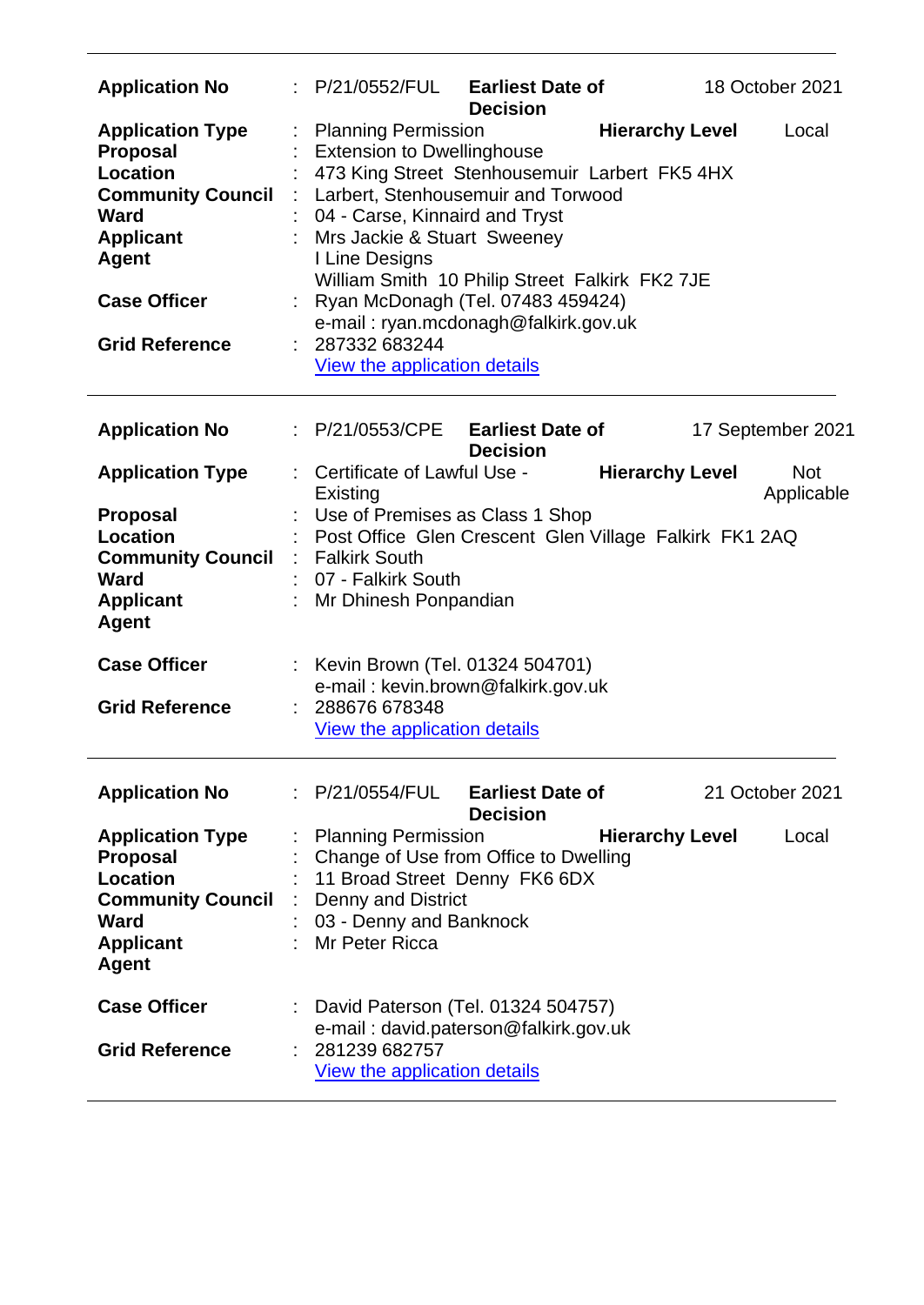| | | | | |
|---|---|---|---|---|
| **Application No** | : P/21/0552/FUL | **Earliest Date of Decision** | | 18 October 2021 |
| **Application Type** | : Planning Permission | | **Hierarchy Level** | Local |
| **Proposal** | : Extension to Dwellinghouse | | | |
| **Location** | : 473 King Street Stenhousemuir Larbert FK5 4HX | | | |
| **Community Council** | : Larbert, Stenhousemuir and Torwood | | | |
| **Ward** | : 04 - Carse, Kinnaird and Tryst | | | |
| **Applicant** | : Mrs Jackie & Stuart Sweeney | | | |
| **Agent** | I Line Designs<br>William Smith 10 Philip Street Falkirk FK2 7JE | | | |
| **Case Officer** | : Ryan McDonagh (Tel. 07483 459424)<br>e-mail : ryan.mcdonagh@falkirk.gov.uk | | | |
| **Grid Reference** | : 287332 683244<br>View the application details | | | |

---

| | | | | |
|---|---|---|---|---|
| **Application No** | : P/21/0553/CPE | **Earliest Date of Decision** | | 17 September 2021 |
| **Application Type** | : Certificate of Lawful Use - Existing | | **Hierarchy Level** | Not Applicable |
| **Proposal** | : Use of Premises as Class 1 Shop | | | |
| **Location** | : Post Office Glen Crescent Glen Village Falkirk FK1 2AQ | | | |
| **Community Council** | : Falkirk South | | | |
| **Ward** | : 07 - Falkirk South | | | |
| **Applicant** | : Mr Dhinesh Ponpandian | | | |
| **Agent** | | | | |
| **Case Officer** | : Kevin Brown (Tel. 01324 504701)<br>e-mail : kevin.brown@falkirk.gov.uk | | | |
| **Grid Reference** | : 288676 678348<br>View the application details | | | |

---

| | | | | |
|---|---|---|---|---|
| **Application No** | : P/21/0554/FUL | **Earliest Date of Decision** | | 21 October 2021 |
| **Application Type** | : Planning Permission | | **Hierarchy Level** | Local |
| **Proposal** | : Change of Use from Office to Dwelling | | | |
| **Location** | : 11 Broad Street Denny FK6 6DX | | | |
| **Community Council** | : Denny and District | | | |
| **Ward** | : 03 - Denny and Banknock | | | |
| **Applicant** | : Mr Peter Ricca | | | |
| **Agent** | | | | |
| **Case Officer** | : David Paterson (Tel. 01324 504757)<br>e-mail : david.paterson@falkirk.gov.uk | | | |
| **Grid Reference** | : 281239 682757<br>View the application details | | | |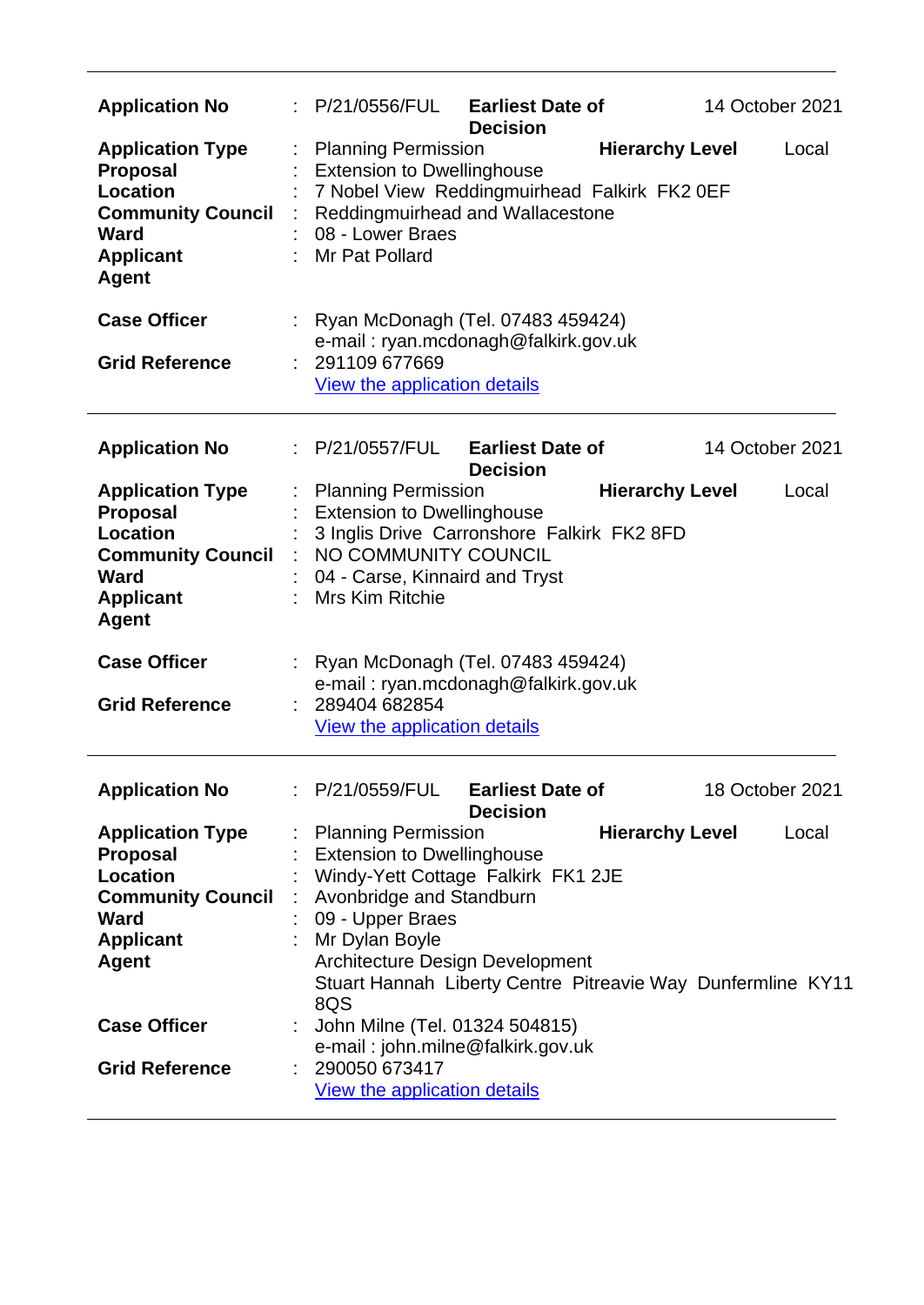---

| | | | | |
|---|---|---|---|---|
| **Application No** | : P/21/0556/FUL | **Earliest Date of Decision** | | 14 October 2021 |
| **Application Type** | : Planning Permission | | **Hierarchy Level** | Local |
| **Proposal** | : Extension to Dwellinghouse | | | |
| **Location** | : 7 Nobel View Reddingmuirhead Falkirk FK2 0EF | | | |
| **Community Council** | : Reddingmuirhead and Wallacestone | | | |
| **Ward** | : 08 - Lower Braes | | | |
| **Applicant** | : Mr Pat Pollard | | | |
| **Agent** | | | | |
| **Case Officer** | : Ryan McDonagh (Tel. 07483 459424) e-mail : ryan.mcdonagh@falkirk.gov.uk | | | |
| **Grid Reference** | : 291109 677669 [View the application details] | | | |

---

| | | | | |
|---|---|---|---|---|
| **Application No** | : P/21/0557/FUL | **Earliest Date of Decision** | | 14 October 2021 |
| **Application Type** | : Planning Permission | | **Hierarchy Level** | Local |
| **Proposal** | : Extension to Dwellinghouse | | | |
| **Location** | : 3 Inglis Drive Carronshore Falkirk FK2 8FD | | | |
| **Community Council** | : NO COMMUNITY COUNCIL | | | |
| **Ward** | : 04 - Carse, Kinnaird and Tryst | | | |
| **Applicant** | : Mrs Kim Ritchie | | | |
| **Agent** | | | | |
| **Case Officer** | : Ryan McDonagh (Tel. 07483 459424) e-mail : ryan.mcdonagh@falkirk.gov.uk | | | |
| **Grid Reference** | : 289404 682854 [View the application details] | | | |

---

| | | | | |
|---|---|---|---|---|
| **Application No** | : P/21/0559/FUL | **Earliest Date of Decision** | | 18 October 2021 |
| **Application Type** | : Planning Permission | | **Hierarchy Level** | Local |
| **Proposal** | : Extension to Dwellinghouse | | | |
| **Location** | : Windy-Yett Cottage Falkirk FK1 2JE | | | |
| **Community Council** | : Avonbridge and Standburn | | | |
| **Ward** | : 09 - Upper Braes | | | |
| **Applicant** | : Mr Dylan Boyle | | | |
| **Agent** | Architecture Design Development Stuart Hannah Liberty Centre Pitreavie Way Dunfermline KY11 8QS | | | |
| **Case Officer** | : John Milne (Tel. 01324 504815) e-mail : john.milne@falkirk.gov.uk | | | |
| **Grid Reference** | : 290050 673417 [View the application details] | | | |

---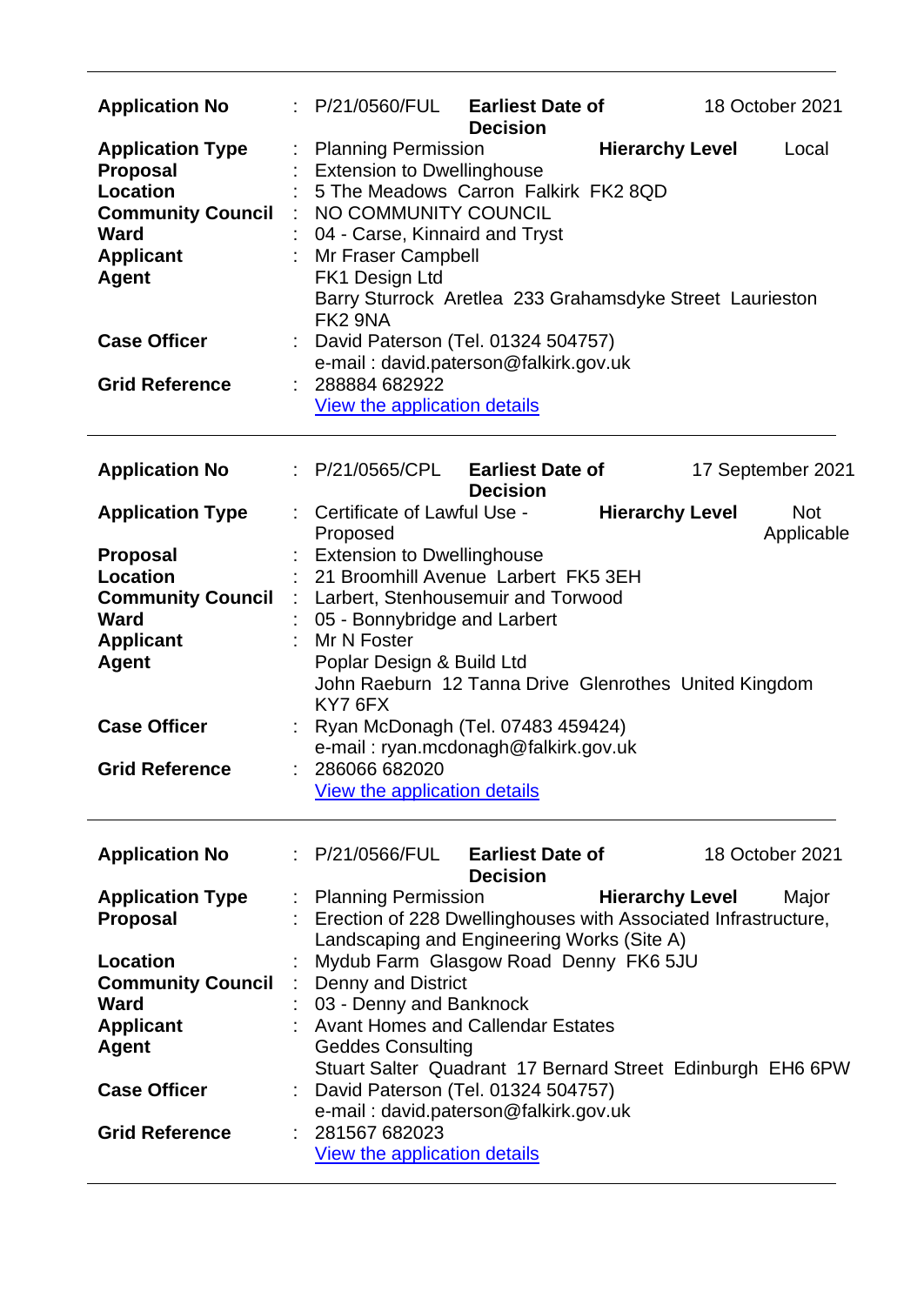---

| | | | | |
|---|---|---|---|---|
| **Application No** | : P/21/0560/FUL | **Earliest Date of Decision** | 18 October 2021 | |
| **Application Type** | : Planning Permission | **Hierarchy Level** | Local | |
| **Proposal** | : Extension to Dwellinghouse | | | |
| **Location** | : 5 The Meadows Carron Falkirk FK2 8QD | | | |
| **Community Council** | : NO COMMUNITY COUNCIL | | | |
| **Ward** | : 04 - Carse, Kinnaird and Tryst | | | |
| **Applicant** | : Mr Fraser Campbell | | | |
| **Agent** | FK1 Design Ltd<br>Barry Sturrock Aretlea 233 Grahamsdyke Street Laurieston FK2 9NA | | | |
| **Case Officer** | : David Paterson (Tel. 01324 504757)<br>e-mail : david.paterson@falkirk.gov.uk | | | |
| **Grid Reference** | : 288884 682922<br>View the application details | | | |

---

| | | | | |
|---|---|---|---|---|
| **Application No** | : P/21/0565/CPL | **Earliest Date of Decision** | 17 September 2021 | |
| **Application Type** | : Certificate of Lawful Use - Proposed | **Hierarchy Level** | Not Applicable | |
| **Proposal** | : Extension to Dwellinghouse | | | |
| **Location** | : 21 Broomhill Avenue Larbert FK5 3EH | | | |
| **Community Council** | : Larbert, Stenhousemuir and Torwood | | | |
| **Ward** | : 05 - Bonnybridge and Larbert | | | |
| **Applicant** | : Mr N Foster | | | |
| **Agent** | Poplar Design & Build Ltd<br>John Raeburn 12 Tanna Drive Glenrothes United Kingdom KY7 6FX | | | |
| **Case Officer** | : Ryan McDonagh (Tel. 07483 459424)<br>e-mail : ryan.mcdonagh@falkirk.gov.uk | | | |
| **Grid Reference** | : 286066 682020<br>View the application details | | | |

---

| | | | | |
|---|---|---|---|---|
| **Application No** | : P/21/0566/FUL | **Earliest Date of Decision** | 18 October 2021 | |
| **Application Type** | : Planning Permission | **Hierarchy Level** | Major | |
| **Proposal** | : Erection of 228 Dwellinghouses with Associated Infrastructure, Landscaping and Engineering Works (Site A) | | | |
| **Location** | : Mydub Farm Glasgow Road Denny FK6 5JU | | | |
| **Community Council** | : Denny and District | | | |
| **Ward** | : 03 - Denny and Banknock | | | |
| **Applicant** | : Avant Homes and Callendar Estates | | | |
| **Agent** | Geddes Consulting<br>Stuart Salter Quadrant 17 Bernard Street Edinburgh EH6 6PW | | | |
| **Case Officer** | : David Paterson (Tel. 01324 504757)<br>e-mail : david.paterson@falkirk.gov.uk | | | |
| **Grid Reference** | : 281567 682023<br>View the application details | | | |

---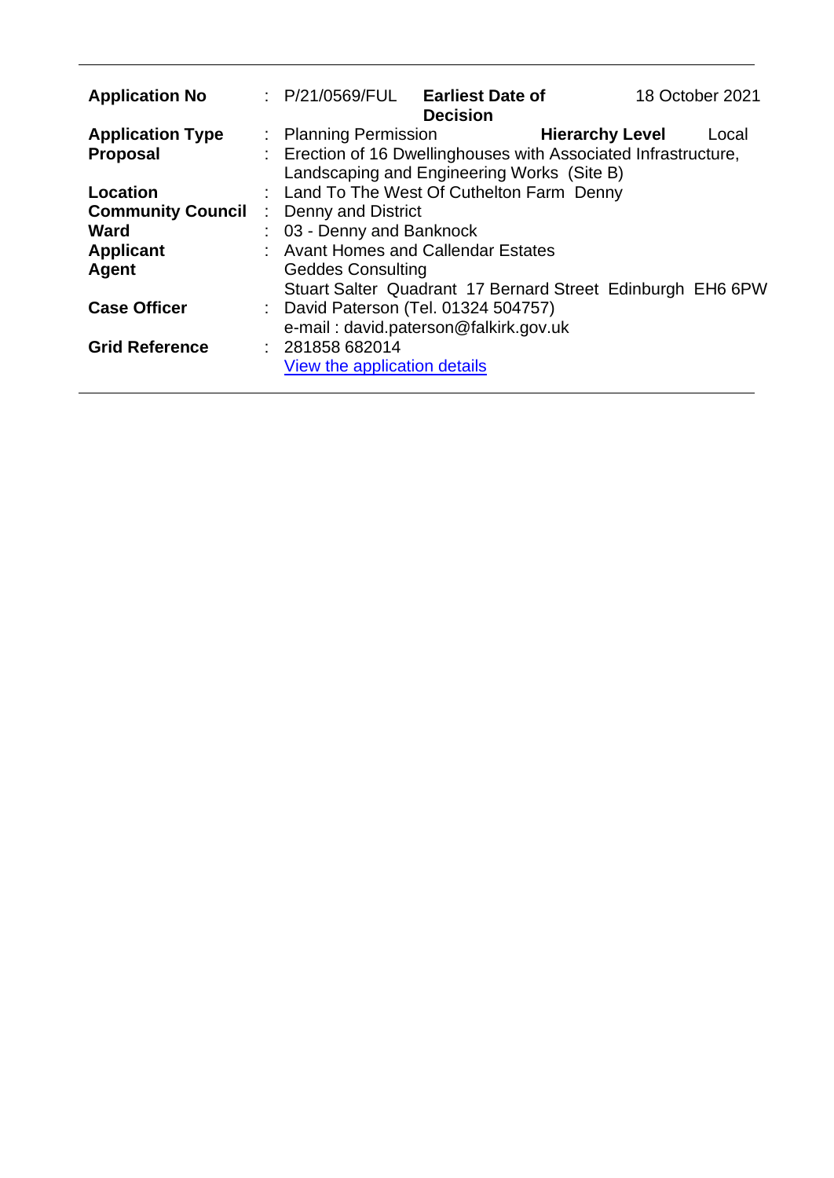| | | | | |
|---|---|---|---|---|
| **Application No** | : P/21/0569/FUL | **Earliest Date of Decision** | | 18 October 2021 |
| **Application Type** | : Planning Permission | | **Hierarchy Level** | Local |
| **Proposal** | : Erection of 16 Dwellinghouses with Associated Infrastructure, Landscaping and Engineering Works (Site B) | | | |
| **Location** | : Land To The West Of Cuthelton Farm Denny | | | |
| **Community Council** | : Denny and District | | | |
| **Ward** | : 03 - Denny and Banknock | | | |
| **Applicant** | : Avant Homes and Callendar Estates | | | |
| **Agent** | Geddes Consulting<br>Stuart Salter Quadrant 17 Bernard Street Edinburgh EH6 6PW | | | |
| **Case Officer** | : David Paterson (Tel. 01324 504757)<br>e-mail : david.paterson@falkirk.gov.uk | | | |
| **Grid Reference** | : 281858 682014<br>View the application details | | | |